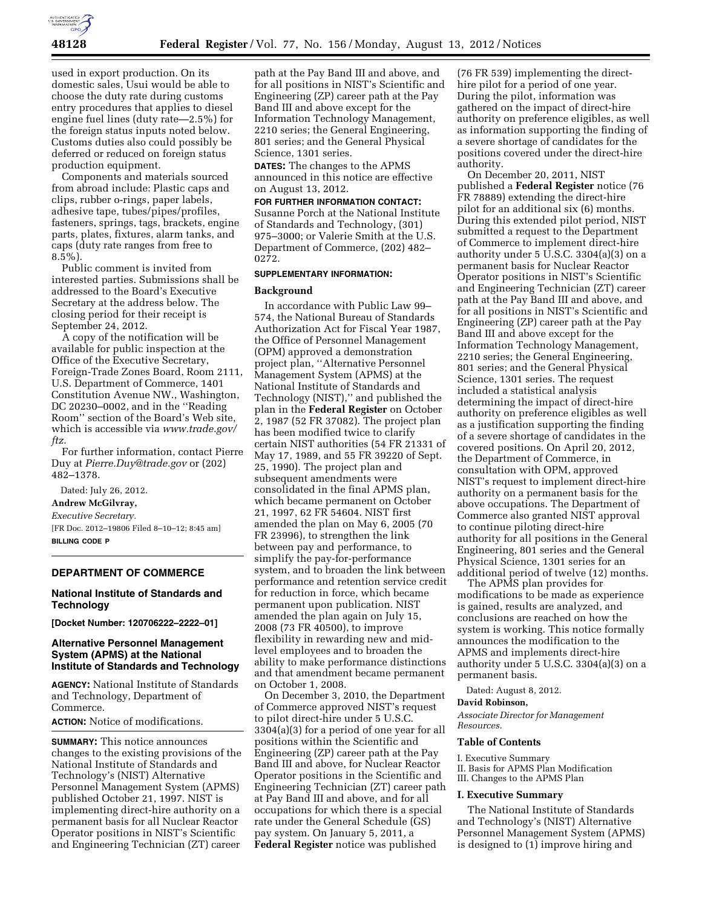used in export production. On its domestic sales, Usui would be able to choose the duty rate during customs entry procedures that applies to diesel engine fuel lines (duty rate—2.5%) for the foreign status inputs noted below. Customs duties also could possibly be deferred or reduced on foreign status production equipment.

Components and materials sourced from abroad include: Plastic caps and clips, rubber o-rings, paper labels, adhesive tape, tubes/pipes/profiles, fasteners, springs, tags, brackets, engine parts, plates, fixtures, alarm tanks, and caps (duty rate ranges from free to 8.5%).

Public comment is invited from interested parties. Submissions shall be addressed to the Board's Executive Secretary at the address below. The closing period for their receipt is September 24, 2012.

A copy of the notification will be available for public inspection at the Office of the Executive Secretary, Foreign-Trade Zones Board, Room 2111, U.S. Department of Commerce, 1401 Constitution Avenue NW., Washington, DC 20230–0002, and in the ''Reading Room'' section of the Board's Web site, which is accessible via *www.trade.gov/ftz.*

For further information, contact Pierre Duy at *Pierre.Duy@trade.gov* or (202) 482–1378.

Dated: July 26, 2012.

**Andrew McGilvray,**

*Executive Secretary.*

[FR Doc. 2012–19806 Filed 8–10–12; 8:45 am]

**BILLING CODE P**

---

## DEPARTMENT OF COMMERCE

### National Institute of Standards and Technology

**[Docket Number: 120706222–2222–01]**

### Alternative Personnel Management System (APMS) at the National Institute of Standards and Technology

**AGENCY:** National Institute of Standards and Technology, Department of Commerce.

**ACTION:** Notice of modifications.

**SUMMARY:** This notice announces changes to the existing provisions of the National Institute of Standards and Technology's (NIST) Alternative Personnel Management System (APMS) published October 21, 1997. NIST is implementing direct-hire authority on a permanent basis for all Nuclear Reactor Operator positions in NIST's Scientific and Engineering Technician (ZT) career path at the Pay Band III and above, and for all positions in NIST's Scientific and Engineering (ZP) career path at the Pay Band III and above except for the Information Technology Management, 2210 series; the General Engineering, 801 series; and the General Physical Science, 1301 series.

**DATES:** The changes to the APMS announced in this notice are effective on August 13, 2012.

**FOR FURTHER INFORMATION CONTACT:** Susanne Porch at the National Institute of Standards and Technology, (301) 975–3000; or Valerie Smith at the U.S. Department of Commerce, (202) 482–0272.

**SUPPLEMENTARY INFORMATION:**

**Background**

In accordance with Public Law 99–574, the National Bureau of Standards Authorization Act for Fiscal Year 1987, the Office of Personnel Management (OPM) approved a demonstration project plan, ''Alternative Personnel Management System (APMS) at the National Institute of Standards and Technology (NIST),'' and published the plan in the **Federal Register** on October 2, 1987 (52 FR 37082). The project plan has been modified twice to clarify certain NIST authorities (54 FR 21331 of May 17, 1989, and 55 FR 39220 of Sept. 25, 1990). The project plan and subsequent amendments were consolidated in the final APMS plan, which became permanent on October 21, 1997, 62 FR 54604. NIST first amended the plan on May 6, 2005 (70 FR 23996), to strengthen the link between pay and performance, to simplify the pay-for-performance system, and to broaden the link between performance and retention service credit for reduction in force, which became permanent upon publication. NIST amended the plan again on July 15, 2008 (73 FR 40500), to improve flexibility in rewarding new and mid-level employees and to broaden the ability to make performance distinctions and that amendment became permanent on October 1, 2008.

On December 3, 2010, the Department of Commerce approved NIST's request to pilot direct-hire under 5 U.S.C. 3304(a)(3) for a period of one year for all positions within the Scientific and Engineering (ZP) career path at the Pay Band III and above, for Nuclear Reactor Operator positions in the Scientific and Engineering Technician (ZT) career path at Pay Band III and above, and for all occupations for which there is a special rate under the General Schedule (GS) pay system. On January 5, 2011, a **Federal Register** notice was published (76 FR 539) implementing the direct-hire pilot for a period of one year. During the pilot, information was gathered on the impact of direct-hire authority on preference eligibles, as well as information supporting the finding of a severe shortage of candidates for the positions covered under the direct-hire authority.

On December 20, 2011, NIST published a **Federal Register** notice (76 FR 78889) extending the direct-hire pilot for an additional six (6) months. During this extended pilot period, NIST submitted a request to the Department of Commerce to implement direct-hire authority under 5 U.S.C. 3304(a)(3) on a permanent basis for Nuclear Reactor Operator positions in NIST's Scientific and Engineering Technician (ZT) career path at the Pay Band III and above, and for all positions in NIST's Scientific and Engineering (ZP) career path at the Pay Band III and above except for the Information Technology Management, 2210 series; the General Engineering, 801 series; and the General Physical Science, 1301 series. The request included a statistical analysis determining the impact of direct-hire authority on preference eligibles as well as a justification supporting the finding of a severe shortage of candidates in the covered positions. On April 20, 2012, the Department of Commerce, in consultation with OPM, approved NIST's request to implement direct-hire authority on a permanent basis for the above occupations. The Department of Commerce also granted NIST approval to continue piloting direct-hire authority for all positions in the General Engineering, 801 series and the General Physical Science, 1301 series for an additional period of twelve (12) months.

The APMS plan provides for modifications to be made as experience is gained, results are analyzed, and conclusions are reached on how the system is working. This notice formally announces the modification to the APMS and implements direct-hire authority under 5 U.S.C. 3304(a)(3) on a permanent basis.

Dated: August 8, 2012.

**David Robinson,**

*Associate Director for Management Resources.*

**Table of Contents**

I. Executive Summary
II. Basis for APMS Plan Modification
III. Changes to the APMS Plan

**I. Executive Summary**

The National Institute of Standards and Technology's (NIST) Alternative Personnel Management System (APMS) is designed to (1) improve hiring and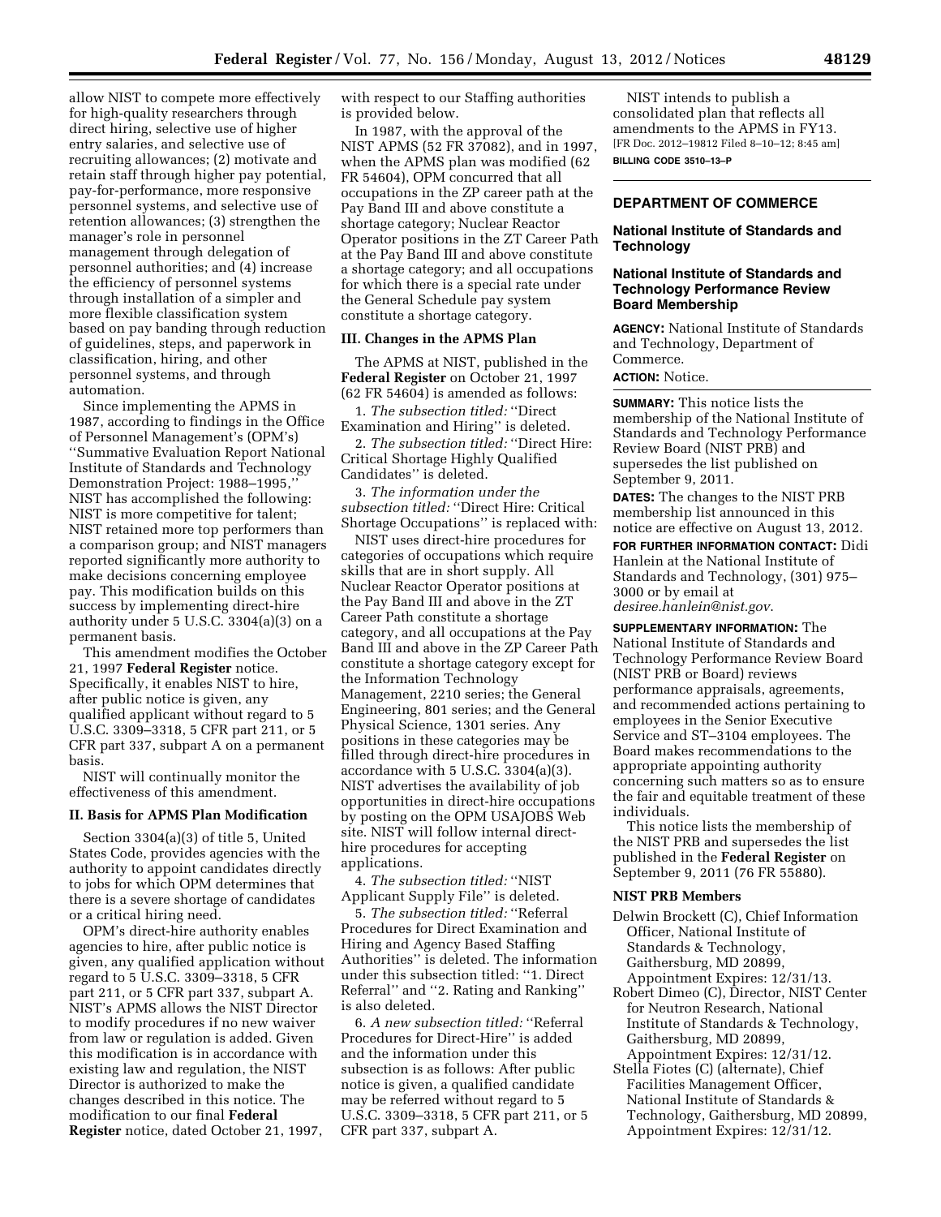allow NIST to compete more effectively for high-quality researchers through direct hiring, selective use of higher entry salaries, and selective use of recruiting allowances; (2) motivate and retain staff through higher pay potential, pay-for-performance, more responsive personnel systems, and selective use of retention allowances; (3) strengthen the manager's role in personnel management through delegation of personnel authorities; and (4) increase the efficiency of personnel systems through installation of a simpler and more flexible classification system based on pay banding through reduction of guidelines, steps, and paperwork in classification, hiring, and other personnel systems, and through automation.

Since implementing the APMS in 1987, according to findings in the Office of Personnel Management's (OPM's) ''Summative Evaluation Report National Institute of Standards and Technology Demonstration Project: 1988–1995,'' NIST has accomplished the following: NIST is more competitive for talent; NIST retained more top performers than a comparison group; and NIST managers reported significantly more authority to make decisions concerning employee pay. This modification builds on this success by implementing direct-hire authority under 5 U.S.C. 3304(a)(3) on a permanent basis.

This amendment modifies the October 21, 1997 **Federal Register** notice. Specifically, it enables NIST to hire, after public notice is given, any qualified applicant without regard to 5 U.S.C. 3309–3318, 5 CFR part 211, or 5 CFR part 337, subpart A on a permanent basis.

NIST will continually monitor the effectiveness of this amendment.

## II. Basis for APMS Plan Modification

Section 3304(a)(3) of title 5, United States Code, provides agencies with the authority to appoint candidates directly to jobs for which OPM determines that there is a severe shortage of candidates or a critical hiring need.

OPM's direct-hire authority enables agencies to hire, after public notice is given, any qualified application without regard to 5 U.S.C. 3309–3318, 5 CFR part 211, or 5 CFR part 337, subpart A. NIST's APMS allows the NIST Director to modify procedures if no new waiver from law or regulation is added. Given this modification is in accordance with existing law and regulation, the NIST Director is authorized to make the changes described in this notice. The modification to our final **Federal Register** notice, dated October 21, 1997, with respect to our Staffing authorities is provided below.

In 1987, with the approval of the NIST APMS (52 FR 37082), and in 1997, when the APMS plan was modified (62 FR 54604), OPM concurred that all occupations in the ZP career path at the Pay Band III and above constitute a shortage category; Nuclear Reactor Operator positions in the ZT Career Path at the Pay Band III and above constitute a shortage category; and all occupations for which there is a special rate under the General Schedule pay system constitute a shortage category.

## III. Changes in the APMS Plan

The APMS at NIST, published in the **Federal Register** on October 21, 1997 (62 FR 54604) is amended as follows:

1. *The subsection titled:* ''Direct Examination and Hiring'' is deleted.

2. *The subsection titled:* ''Direct Hire: Critical Shortage Highly Qualified Candidates'' is deleted.

3. *The information under the subsection titled:* ''Direct Hire: Critical Shortage Occupations'' is replaced with:

NIST uses direct-hire procedures for categories of occupations which require skills that are in short supply. All Nuclear Reactor Operator positions at the Pay Band III and above in the ZT Career Path constitute a shortage category, and all occupations at the Pay Band III and above in the ZP Career Path constitute a shortage category except for the Information Technology Management, 2210 series; the General Engineering, 801 series; and the General Physical Science, 1301 series. Any positions in these categories may be filled through direct-hire procedures in accordance with 5 U.S.C. 3304(a)(3). NIST advertises the availability of job opportunities in direct-hire occupations by posting on the OPM USAJOBS Web site. NIST will follow internal direct-hire procedures for accepting applications.

4. *The subsection titled:* ''NIST Applicant Supply File'' is deleted.

5. *The subsection titled:* ''Referral Procedures for Direct Examination and Hiring and Agency Based Staffing Authorities'' is deleted. The information under this subsection titled: ''1. Direct Referral'' and ''2. Rating and Ranking'' is also deleted.

6. *A new subsection titled:* ''Referral Procedures for Direct-Hire'' is added and the information under this subsection is as follows: After public notice is given, a qualified candidate may be referred without regard to 5 U.S.C. 3309–3318, 5 CFR part 211, or 5 CFR part 337, subpart A.

NIST intends to publish a consolidated plan that reflects all amendments to the APMS in FY13.

[FR Doc. 2012–19812 Filed 8–10–12; 8:45 am]

**BILLING CODE 3510–13–P**

---

# DEPARTMENT OF COMMERCE

## National Institute of Standards and Technology

## National Institute of Standards and Technology Performance Review Board Membership

**AGENCY:** National Institute of Standards and Technology, Department of Commerce.

**ACTION:** Notice.

**SUMMARY:** This notice lists the membership of the National Institute of Standards and Technology Performance Review Board (NIST PRB) and supersedes the list published on September 9, 2011.

**DATES:** The changes to the NIST PRB membership list announced in this notice are effective on August 13, 2012.

**FOR FURTHER INFORMATION CONTACT:** Didi Hanlein at the National Institute of Standards and Technology, (301) 975–3000 or by email at *desiree.hanlein@nist.gov*.

**SUPPLEMENTARY INFORMATION:** The National Institute of Standards and Technology Performance Review Board (NIST PRB or Board) reviews performance appraisals, agreements, and recommended actions pertaining to employees in the Senior Executive Service and ST–3104 employees. The Board makes recommendations to the appropriate appointing authority concerning such matters so as to ensure the fair and equitable treatment of these individuals.

This notice lists the membership of the NIST PRB and supersedes the list published in the **Federal Register** on September 9, 2011 (76 FR 55880).

### NIST PRB Members

Delwin Brockett (C), Chief Information Officer, National Institute of Standards & Technology, Gaithersburg, MD 20899, Appointment Expires: 12/31/13.

Robert Dimeo (C), Director, NIST Center for Neutron Research, National Institute of Standards & Technology, Gaithersburg, MD 20899, Appointment Expires: 12/31/12.

Stella Fiotes (C) (alternate), Chief Facilities Management Officer, National Institute of Standards & Technology, Gaithersburg, MD 20899, Appointment Expires: 12/31/12.